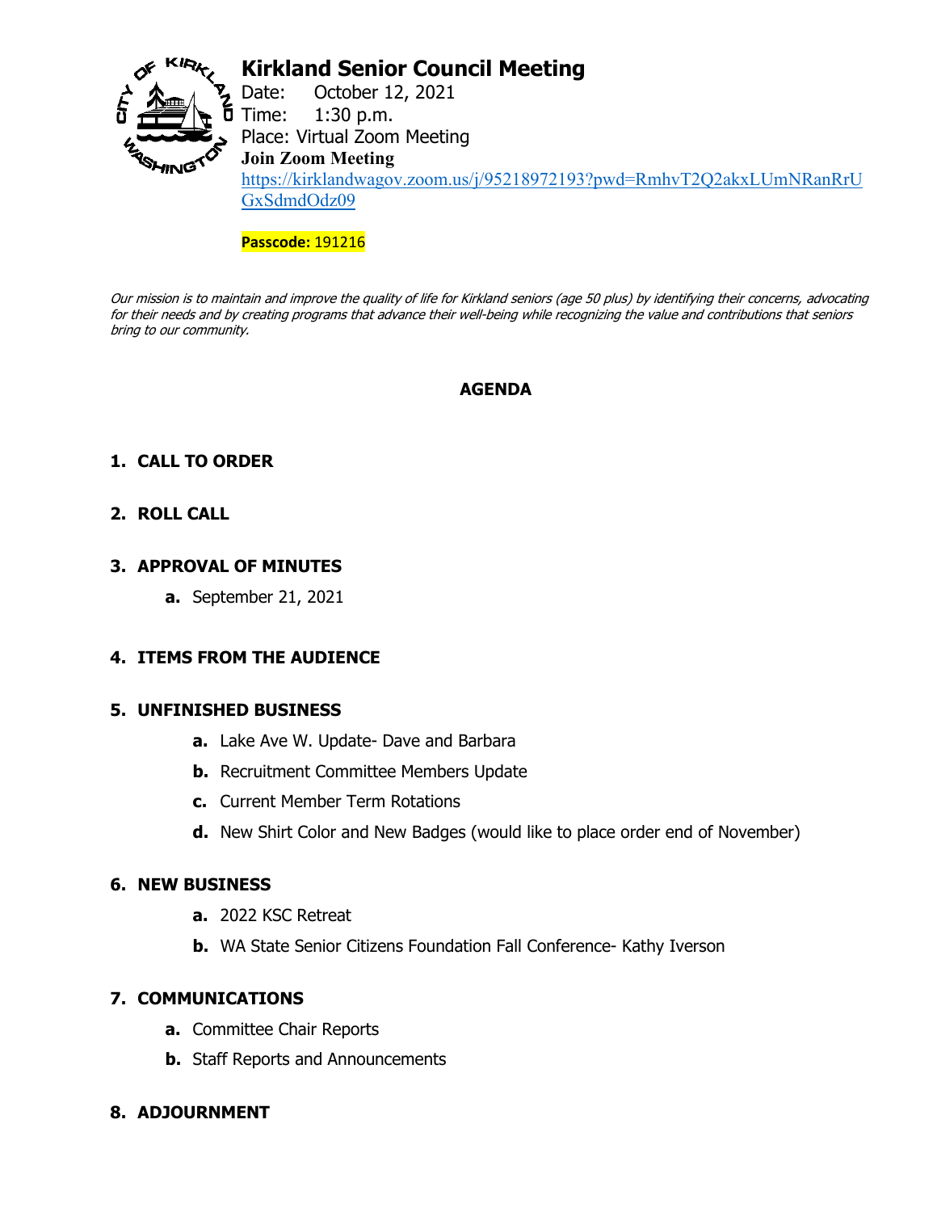# Kirkland Senior Council Meeting

Date: October 12, 2021
Time: 1:30 p.m.
Place: Virtual Zoom Meeting

**Join Zoom Meeting**

https://kirklandwagov.zoom.us/j/95218972193?pwd=RmhvT2Q2akxLUmNRanRrUGxSdmdOdz09

**Passcode:** 191216

*Our mission is to maintain and improve the quality of life for Kirkland seniors (age 50 plus) by identifying their concerns, advocating for their needs and by creating programs that advance their well-being while recognizing the value and contributions that seniors bring to our community.*

## AGENDA

1. **CALL TO ORDER**

2. **ROLL CALL**

3. **APPROVAL OF MINUTES**
   - **a.** September 21, 2021

4. **ITEMS FROM THE AUDIENCE**

5. **UNFINISHED BUSINESS**
   - **a.** Lake Ave W. Update- Dave and Barbara
   - **b.** Recruitment Committee Members Update
   - **c.** Current Member Term Rotations
   - **d.** New Shirt Color and New Badges (would like to place order end of November)

6. **NEW BUSINESS**
   - **a.** 2022 KSC Retreat
   - **b.** WA State Senior Citizens Foundation Fall Conference- Kathy Iverson

7. **COMMUNICATIONS**
   - **a.** Committee Chair Reports
   - **b.** Staff Reports and Announcements

8. **ADJOURNMENT**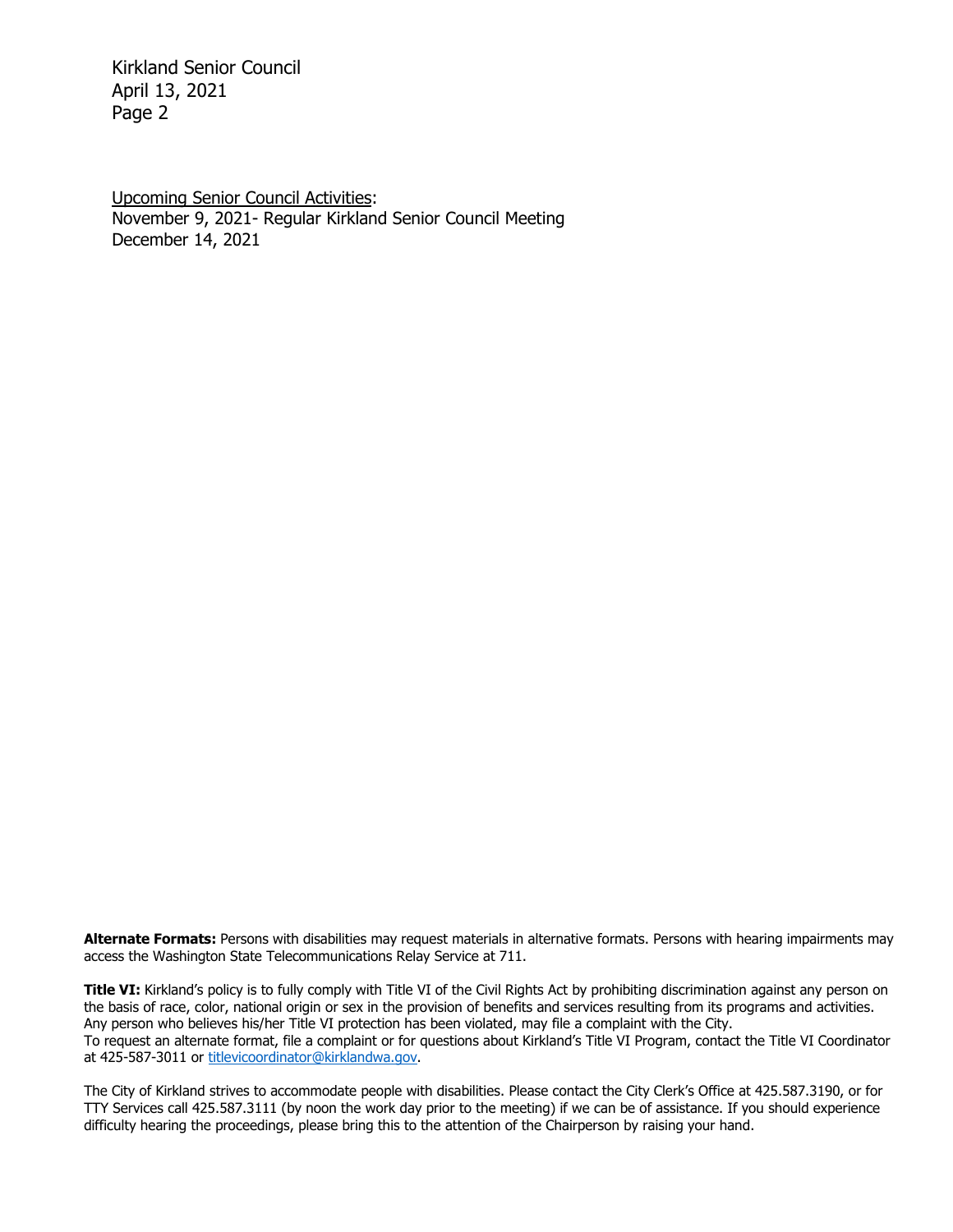<u>Upcoming Senior Council Activities</u>:
November 9, 2021- Regular Kirkland Senior Council Meeting
December 14, 2021

**Alternate Formats:** Persons with disabilities may request materials in alternative formats. Persons with hearing impairments may access the Washington State Telecommunications Relay Service at 711.

**Title VI:** Kirkland's policy is to fully comply with Title VI of the Civil Rights Act by prohibiting discrimination against any person on the basis of race, color, national origin or sex in the provision of benefits and services resulting from its programs and activities. Any person who believes his/her Title VI protection has been violated, may file a complaint with the City.
To request an alternate format, file a complaint or for questions about Kirkland's Title VI Program, contact the Title VI Coordinator at 425-587-3011 or titlevicoordinator@kirklandwa.gov.

The City of Kirkland strives to accommodate people with disabilities. Please contact the City Clerk's Office at 425.587.3190, or for TTY Services call 425.587.3111 (by noon the work day prior to the meeting) if we can be of assistance. If you should experience difficulty hearing the proceedings, please bring this to the attention of the Chairperson by raising your hand.